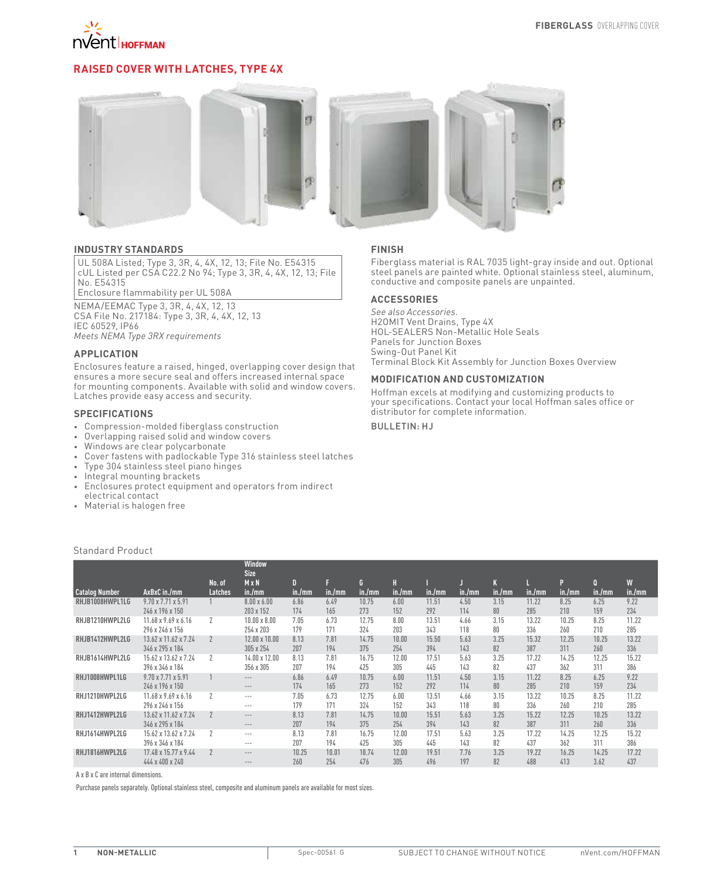# RAISED COVER WITH LATCHES, TYPE 4X

## INDUSTRY STANDARDS

UL 508A Listed; Type 3, 3R, 4, 4X, 12, 13; File No. E54315
cUL Listed per CSA C22.2 No 94; Type 3, 3R, 4, 4X, 12, 13; File No. E54315
Enclosure flammability per UL 508A

NEMA/EEMAC Type 3, 3R, 4, 4X, 12, 13
CSA File No. 217184: Type 3, 3R, 4, 4X, 12, 13
IEC 60529, IP66
*Meets NEMA Type 3RX requirements*

## APPLICATION

Enclosures feature a raised, hinged, overlapping cover design that ensures a more secure seal and offers increased internal space for mounting components. Available with solid and window covers. Latches provide easy access and security.

## SPECIFICATIONS

- Compression-molded fiberglass construction
- Overlapping raised solid and window covers
- Windows are clear polycarbonate
- Cover fastens with padlockable Type 316 stainless steel latches
- Type 304 stainless steel piano hinges
- Integral mounting brackets
- Enclosures protect equipment and operators from indirect electrical contact
- Material is halogen free

## FINISH

Fiberglass material is RAL 7035 light-gray inside and out. Optional steel panels are painted white. Optional stainless steel, aluminum, conductive and composite panels are unpainted.

## ACCESSORIES

*See also Accessories.*
H2OMIT Vent Drains, Type 4X
HOL-SEALERS Non-Metallic Hole Seals
Panels for Junction Boxes
Swing-Out Panel Kit
Terminal Block Kit Assembly for Junction Boxes Overview

## MODIFICATION AND CUSTOMIZATION

Hoffman excels at modifying and customizing products to your specifications. Contact your local Hoffman sales office or distributor for complete information.

BULLETIN: HJ

Standard Product

| Catalog Number | AxBxC in./mm | No. of Latches | Window Size M x N in./mm | D in./mm | F in./mm | G in./mm | H in./mm | I in./mm | J in./mm | K in./mm | L in./mm | P in./mm | Q in./mm | W in./mm |
|---|---|---|---|---|---|---|---|---|---|---|---|---|---|---|
| RHJB1008HWPL1LG | 9.70 x 7.71 x 5.91<br>246 x 196 x 150 | 1 | 8.00 x 6.00<br>203 x 152 | 6.86<br>174 | 6.49<br>165 | 10.75<br>273 | 6.00<br>152 | 11.51<br>292 | 4.50<br>114 | 3.15<br>80 | 11.22<br>285 | 8.25<br>210 | 6.25<br>159 | 9.22<br>234 |
| RHJB1210HWPL2LG | 11.68 x 9.69 x 6.16<br>296 x 246 x 156 | 2 | 10.00 x 8.00<br>254 x 203 | 7.05<br>179 | 6.73<br>171 | 12.75<br>324 | 8.00<br>203 | 13.51<br>343 | 4.66<br>118 | 3.15<br>80 | 13.22<br>336 | 10.25<br>260 | 8.25<br>210 | 11.22<br>285 |
| RHJB1412HWPL2LG | 13.62 x 11.62 x 7.24<br>346 x 295 x 184 | 2 | 12.00 x 10.00<br>305 x 254 | 8.13<br>207 | 7.81<br>194 | 14.75<br>375 | 10.00<br>254 | 15.50<br>394 | 5.63<br>143 | 3.25<br>82 | 15.32<br>387 | 12.25<br>311 | 10.25<br>260 | 13.22<br>336 |
| RHJB1614HWPL2LG | 15.62 x 13.62 x 7.24<br>396 x 346 x 184 | 2 | 14.00 x 12.00<br>356 x 305 | 8.13<br>207 | 7.81<br>194 | 16.75<br>425 | 12.00<br>305 | 17.51<br>445 | 5.63<br>143 | 3.25<br>82 | 17.22<br>437 | 14.25<br>362 | 12.25<br>311 | 15.22<br>386 |
| RHJ1008HWPL1LG | 9.70 x 7.71 x 5.91<br>246 x 196 x 150 | 1 | ---<br>--- | 6.86<br>174 | 6.49<br>165 | 10.75<br>273 | 6.00<br>152 | 11.51<br>292 | 4.50<br>114 | 3.15<br>80 | 11.22<br>285 | 8.25<br>210 | 6.25<br>159 | 9.22<br>234 |
| RHJ1210HWPL2LG | 11.68 x 9.69 x 6.16<br>296 x 246 x 156 | 2 | ---<br>--- | 7.05<br>179 | 6.73<br>171 | 12.75<br>324 | 6.00<br>152 | 13.51<br>343 | 4.66<br>118 | 3.15<br>80 | 13.22<br>336 | 10.25<br>260 | 8.25<br>210 | 11.22<br>285 |
| RHJ1412HWPL2LG | 13.62 x 11.62 x 7.24<br>346 x 295 x 184 | 2 | ---<br>--- | 8.13<br>207 | 7.81<br>194 | 14.75<br>375 | 10.00<br>254 | 15.51<br>394 | 5.63<br>143 | 3.25<br>82 | 15.22<br>387 | 12.25<br>311 | 10.25<br>260 | 13.22<br>336 |
| RHJ1614HWPL2LG | 15.62 x 13.62 x 7.24<br>396 x 346 x 184 | 2 | ---<br>--- | 8.13<br>207 | 7.81<br>194 | 16.75<br>425 | 12.00<br>305 | 17.51<br>445 | 5.63<br>143 | 3.25<br>82 | 17.22<br>437 | 14.25<br>362 | 12.25<br>311 | 15.22<br>386 |
| RHJ1816HWPL2LG | 17.48 x 15.77 x 9.44<br>444 x 400 x 240 | 2 | ---<br>--- | 10.25<br>260 | 10.01<br>254 | 18.74<br>476 | 12.00<br>305 | 19.51<br>496 | 7.76<br>197 | 3.25<br>82 | 19.22<br>488 | 16.25<br>413 | 14.25<br>3.62 | 17.22<br>437 |

A x B x C are internal dimensions.

Purchase panels separately. Optional stainless steel, composite and aluminum panels are available for most sizes.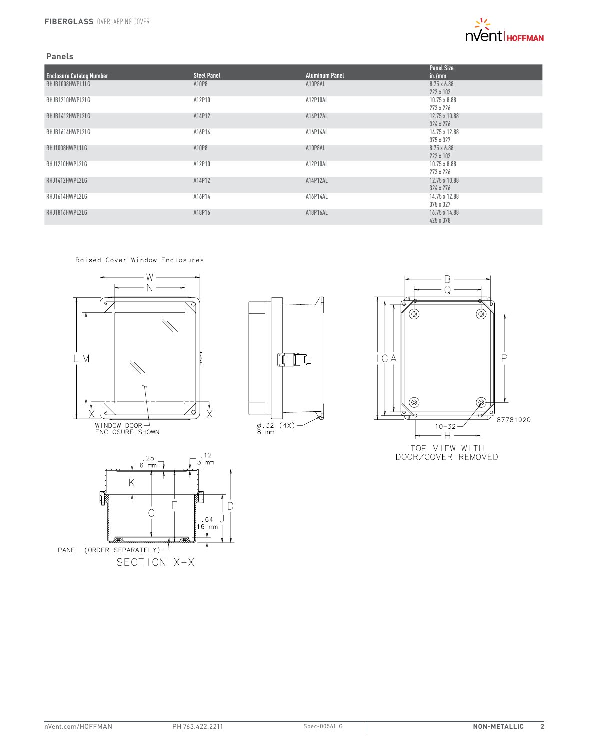## Panels

| Enclosure Catalog Number | Steel Panel | Aluminum Panel | Panel Size in./mm |
|---|---|---|---|
| RHJB1008HWPL1LG | A10P8 | A10P8AL | 8.75 x 6.88 222 x 102 |
| RHJB1210HWPL2LG | A12P10 | A12P10AL | 10.75 x 8.88 273 x 226 |
| RHJB1412HWPL2LG | A14P12 | A14P12AL | 12.75 x 10.88 324 x 276 |
| RHJB1614HWPL2LG | A16P14 | A16P14AL | 14.75 x 12.88 375 x 327 |
| RHJ1008HWPL1LG | A10P8 | A10P8AL | 8.75 x 6.88 222 x 102 |
| RHJ1210HWPL2LG | A12P10 | A12P10AL | 10.75 x 8.88 273 x 226 |
| RHJ1412HWPL2LG | A14P12 | A14P12AL | 12.75 x 10.88 324 x 276 |
| RHJ1614HWPL2LG | A16P14 | A16P14AL | 14.75 x 12.88 375 x 327 |
| RHJ1816HWPL2LG | A18P16 | A18P16AL | 16.75 x 14.88 425 x 378 |

Raised Cover Window Enclosures

W
N
L M
X X
WINDOW DOOR
ENCLOSURE SHOWN

Ø.32 (4X)
8 mm

B
Q
G A
P
10-32
H
87781920
TOP VIEW WITH
DOOR/COVER REMOVED

.25
6 mm
.12
3 mm
K
C
F
D
.64
16 mm
J
PANEL (ORDER SEPARATELY)
SECTION X-X